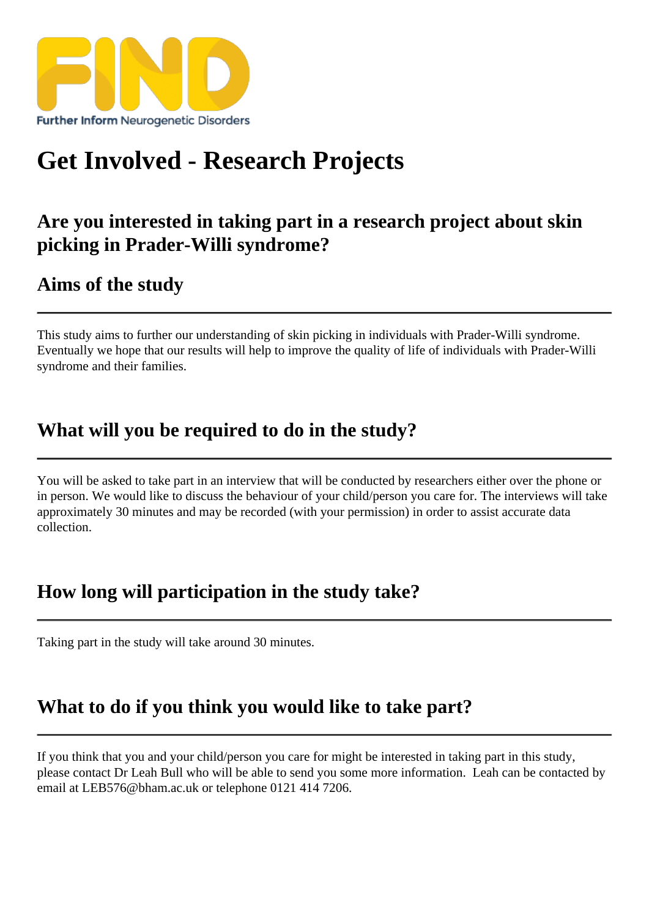FIND

Further Inform Neurogenetic Disorders

# Get Involved - Research Projects

## Are you interested in taking part in a research project about skin picking in Prader-Willi syndrome?

### Aims of the study

This study aims to further our understanding of skin picking in individuals with Prader-Willi syndrome. Eventually we hope that our results will help to improve the quality of life of individuals with Prader-Willi syndrome and their families.

### What will you be required to do in the study?

You will be asked to take part in an interview that will be conducted by researchers either over the phone or in person. We would like to discuss the behaviour of your child/person you care for. The interviews will take approximately 30 minutes and may be recorded (with your permission) in order to assist accurate data collection.

### How long will participation in the study take?

Taking part in the study will take around 30 minutes.

### What to do if you think you would like to take part?

If you think that you and your child/person you care for might be interested in taking part in this study, please contact Dr Leah Bull who will be able to send you some more information. Leah can be contacted by email at LEB576@bham.ac.uk or telephone 0121 414 7206.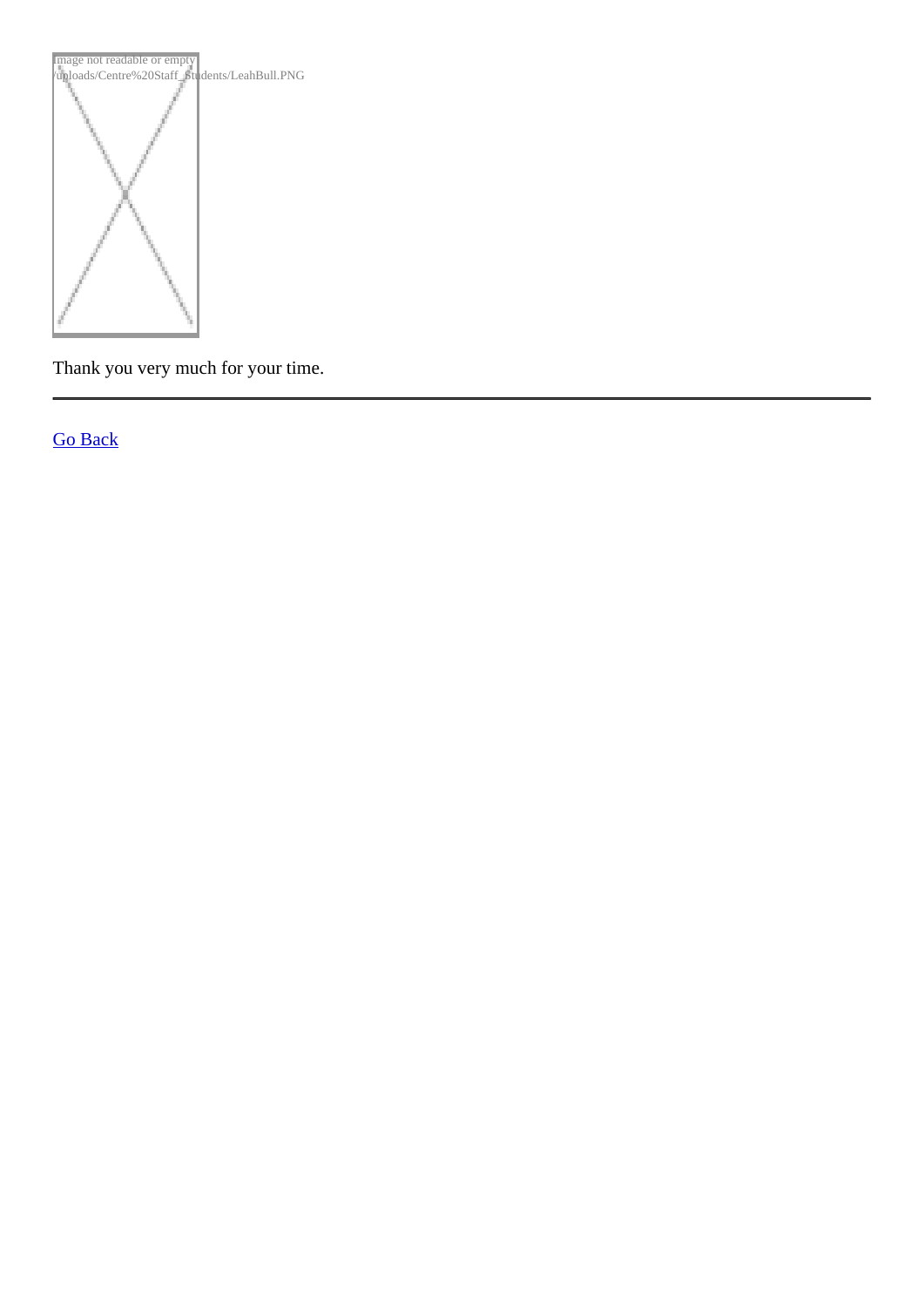Image not readable or empty
/uploads/Centre%20Staff_Students/LeahBull.PNG

Thank you very much for your time.

---

Go Back